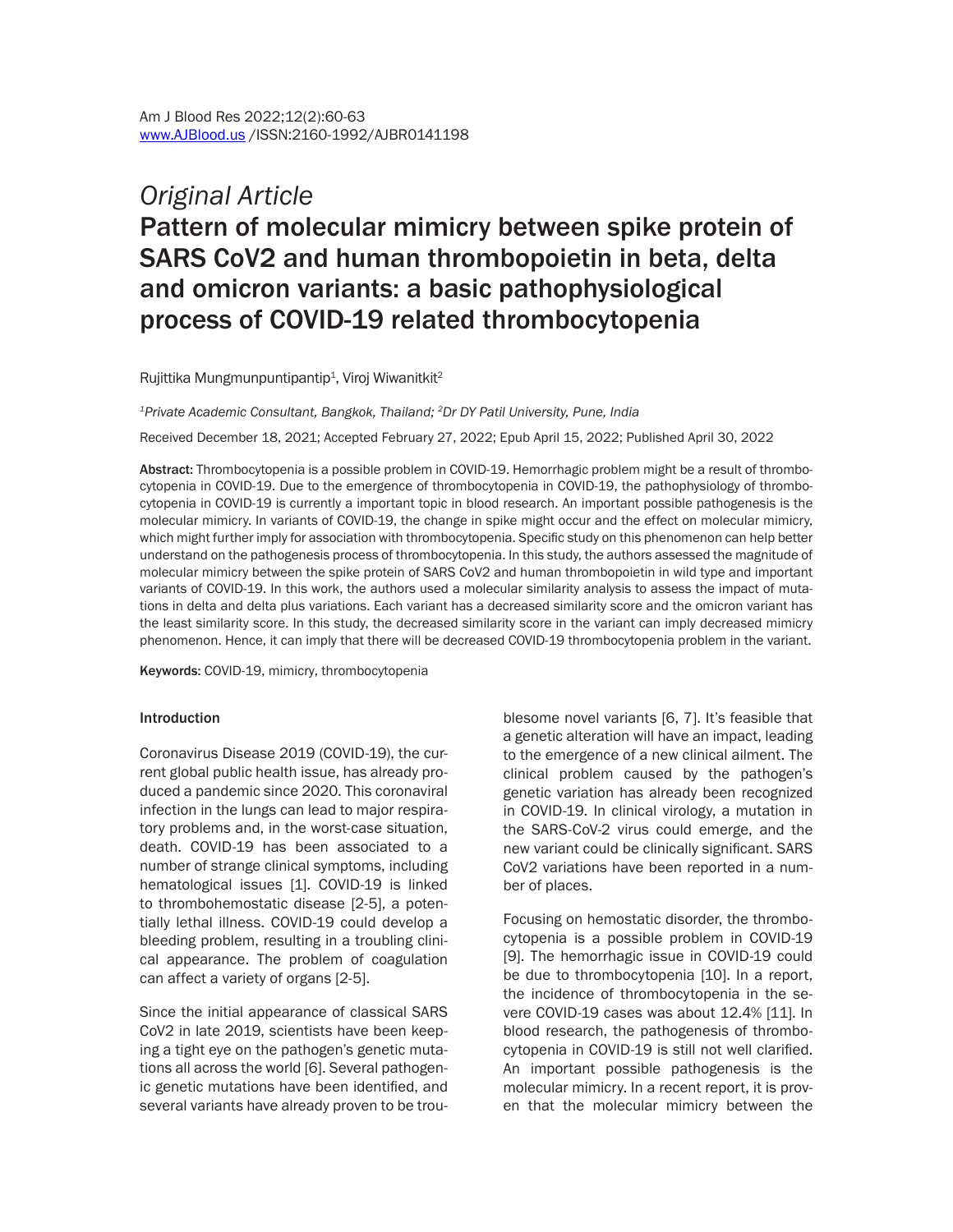*Original Article*

# Pattern of molecular mimicry between spike protein of SARS CoV2 and human thrombopoietin in beta, delta and omicron variants: a basic pathophysiological process of COVID-19 related thrombocytopenia

Rujittika Mungmunpuntipantip[1], Viroj Wiwanitkit[2]

*[1]Private Academic Consultant, Bangkok, Thailand; [2]Dr DY Patil University, Pune, India*

Received December 18, 2021; Accepted February 27, 2022; Epub April 15, 2022; Published April 30, 2022

**Abstract:** Thrombocytopenia is a possible problem in COVID-19. Hemorrhagic problem might be a result of thrombocytopenia in COVID-19. Due to the emergence of thrombocytopenia in COVID-19, the pathophysiology of thrombocytopenia in COVID-19 is currently a important topic in blood research. An important possible pathogenesis is the molecular mimicry. In variants of COVID-19, the change in spike might occur and the effect on molecular mimicry, which might further imply for association with thrombocytopenia. Specific study on this phenomenon can help better understand on the pathogenesis process of thrombocytopenia. In this study, the authors assessed the magnitude of molecular mimicry between the spike protein of SARS CoV2 and human thrombopoietin in wild type and important variants of COVID-19. In this work, the authors used a molecular similarity analysis to assess the impact of mutations in delta and delta plus variations. Each variant has a decreased similarity score and the omicron variant has the least similarity score. In this study, the decreased similarity score in the variant can imply decreased mimicry phenomenon. Hence, it can imply that there will be decreased COVID-19 thrombocytopenia problem in the variant.

**Keywords:** COVID-19, mimicry, thrombocytopenia

## Introduction

Coronavirus Disease 2019 (COVID-19), the current global public health issue, has already produced a pandemic since 2020. This coronaviral infection in the lungs can lead to major respiratory problems and, in the worst-case situation, death. COVID-19 has been associated to a number of strange clinical symptoms, including hematological issues [1]. COVID-19 is linked to thrombohemostatic disease [2-5], a potentially lethal illness. COVID-19 could develop a bleeding problem, resulting in a troubling clinical appearance. The problem of coagulation can affect a variety of organs [2-5].

Since the initial appearance of classical SARS CoV2 in late 2019, scientists have been keeping a tight eye on the pathogen's genetic mutations all across the world [6]. Several pathogenic genetic mutations have been identified, and several variants have already proven to be troublesome novel variants [6, 7]. It's feasible that a genetic alteration will have an impact, leading to the emergence of a new clinical ailment. The clinical problem caused by the pathogen's genetic variation has already been recognized in COVID-19. In clinical virology, a mutation in the SARS-CoV-2 virus could emerge, and the new variant could be clinically significant. SARS CoV2 variations have been reported in a number of places.

Focusing on hemostatic disorder, the thrombocytopenia is a possible problem in COVID-19 [9]. The hemorrhagic issue in COVID-19 could be due to thrombocytopenia [10]. In a report, the incidence of thrombocytopenia in the severe COVID-19 cases was about 12.4% [11]. In blood research, the pathogenesis of thrombocytopenia in COVID-19 is still not well clarified. An important possible pathogenesis is the molecular mimicry. In a recent report, it is proven that the molecular mimicry between the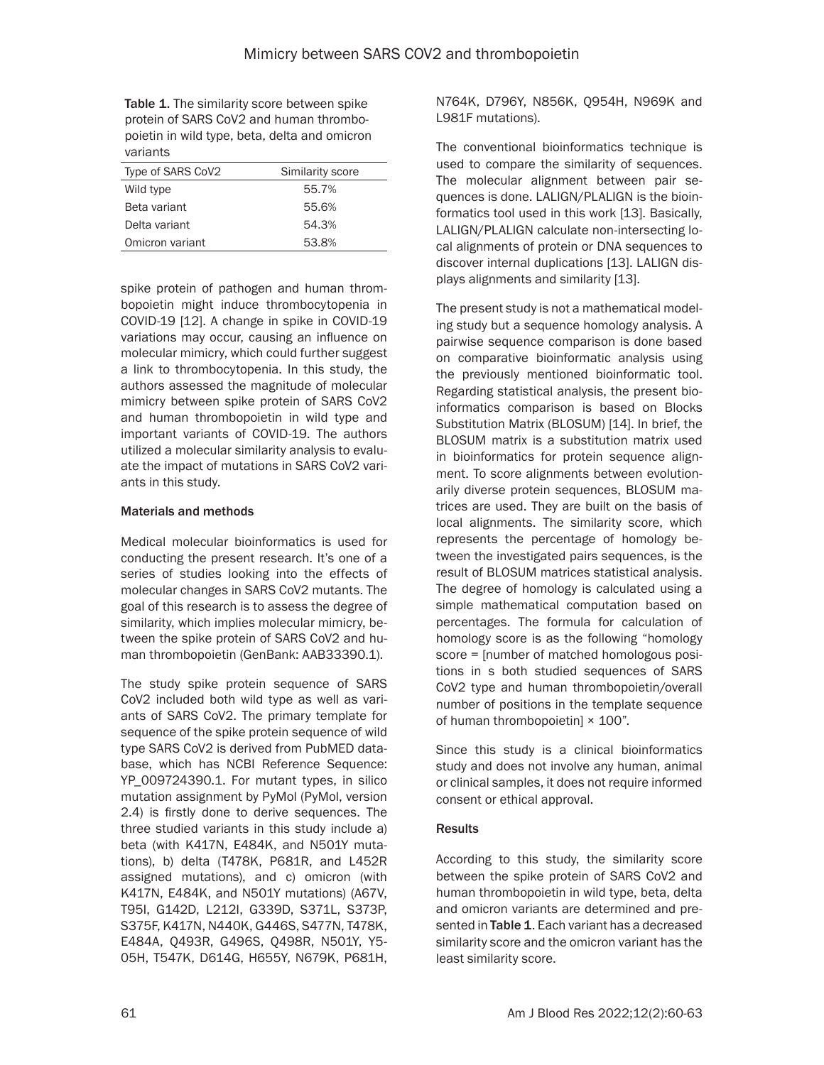Table 1. The similarity score between spike protein of SARS CoV2 and human thrombopoietin in wild type, beta, delta and omicron variants

| Type of SARS CoV2 | Similarity score |
| --- | --- |
| Wild type | 55.7% |
| Beta variant | 55.6% |
| Delta variant | 54.3% |
| Omicron variant | 53.8% |

spike protein of pathogen and human thrombopoietin might induce thrombocytopenia in COVID-19 [12]. A change in spike in COVID-19 variations may occur, causing an influence on molecular mimicry, which could further suggest a link to thrombocytopenia. In this study, the authors assessed the magnitude of molecular mimicry between spike protein of SARS CoV2 and human thrombopoietin in wild type and important variants of COVID-19. The authors utilized a molecular similarity analysis to evaluate the impact of mutations in SARS CoV2 variants in this study.

## Materials and methods

Medical molecular bioinformatics is used for conducting the present research. It's one of a series of studies looking into the effects of molecular changes in SARS CoV2 mutants. The goal of this research is to assess the degree of similarity, which implies molecular mimicry, between the spike protein of SARS CoV2 and human thrombopoietin (GenBank: AAB33390.1).

The study spike protein sequence of SARS CoV2 included both wild type as well as variants of SARS CoV2. The primary template for sequence of the spike protein sequence of wild type SARS CoV2 is derived from PubMED database, which has NCBI Reference Sequence: YP_009724390.1. For mutant types, in silico mutation assignment by PyMol (PyMol, version 2.4) is firstly done to derive sequences. The three studied variants in this study include a) beta (with K417N, E484K, and N501Y mutations), b) delta (T478K, P681R, and L452R assigned mutations), and c) omicron (with K417N, E484K, and N501Y mutations) (A67V, T95I, G142D, L212I, G339D, S371L, S373P, S375F, K417N, N440K, G446S, S477N, T478K, E484A, Q493R, G496S, Q498R, N501Y, Y505H, T547K, D614G, H655Y, N679K, P681H, N764K, D796Y, N856K, Q954H, N969K and L981F mutations).

The conventional bioinformatics technique is used to compare the similarity of sequences. The molecular alignment between pair sequences is done. LALIGN/PLALIGN is the bioinformatics tool used in this work [13]. Basically, LALIGN/PLALIGN calculate non-intersecting local alignments of protein or DNA sequences to discover internal duplications [13]. LALIGN displays alignments and similarity [13].

The present study is not a mathematical modeling study but a sequence homology analysis. A pairwise sequence comparison is done based on comparative bioinformatic analysis using the previously mentioned bioinformatic tool. Regarding statistical analysis, the present bioinformatics comparison is based on Blocks Substitution Matrix (BLOSUM) [14]. In brief, the BLOSUM matrix is a substitution matrix used in bioinformatics for protein sequence alignment. To score alignments between evolutionarily diverse protein sequences, BLOSUM matrices are used. They are built on the basis of local alignments. The similarity score, which represents the percentage of homology between the investigated pairs sequences, is the result of BLOSUM matrices statistical analysis. The degree of homology is calculated using a simple mathematical computation based on percentages. The formula for calculation of homology score is as the following "homology score = [number of matched homologous positions in s both studied sequences of SARS CoV2 type and human thrombopoietin/overall number of positions in the template sequence of human thrombopoietin] × 100".

Since this study is a clinical bioinformatics study and does not involve any human, animal or clinical samples, it does not require informed consent or ethical approval.

## Results

According to this study, the similarity score between the spike protein of SARS CoV2 and human thrombopoietin in wild type, beta, delta and omicron variants are determined and presented in **Table 1**. Each variant has a decreased similarity score and the omicron variant has the least similarity score.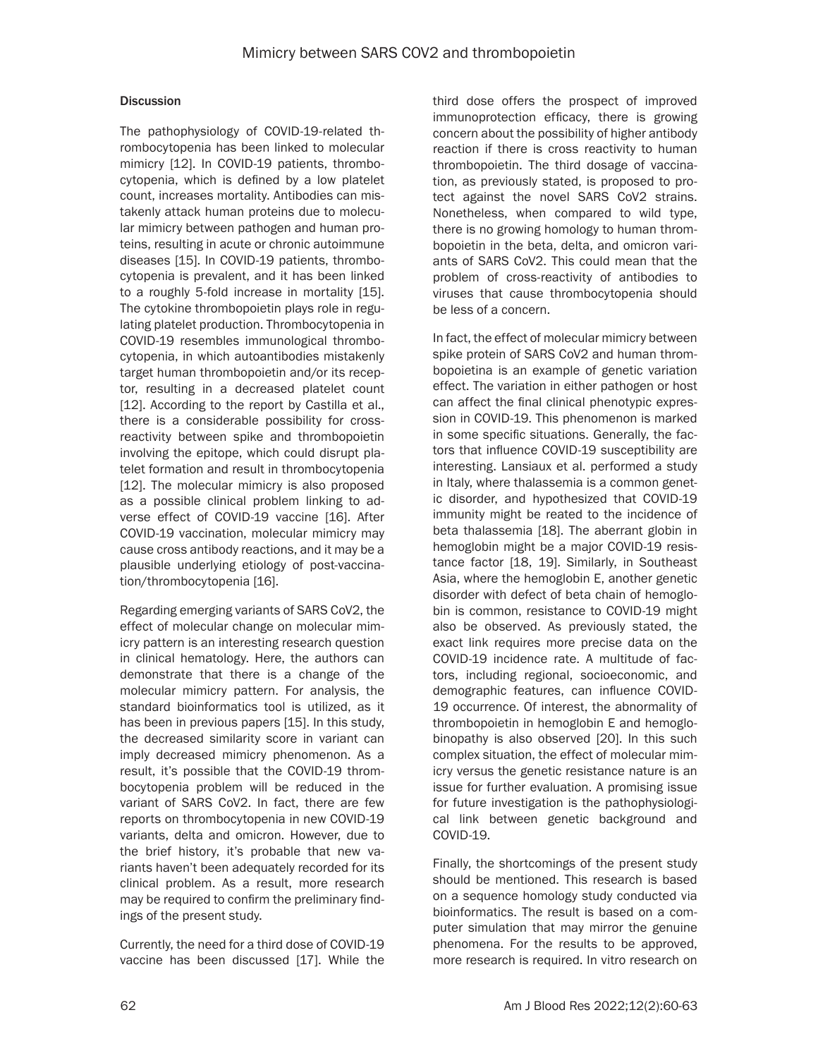### Discussion

The pathophysiology of COVID-19-related thrombocytopenia has been linked to molecular mimicry [12]. In COVID-19 patients, thrombocytopenia, which is defined by a low platelet count, increases mortality. Antibodies can mistakenly attack human proteins due to molecular mimicry between pathogen and human proteins, resulting in acute or chronic autoimmune diseases [15]. In COVID-19 patients, thrombocytopenia is prevalent, and it has been linked to a roughly 5-fold increase in mortality [15]. The cytokine thrombopoietin plays role in regulating platelet production. Thrombocytopenia in COVID-19 resembles immunological thrombocytopenia, in which autoantibodies mistakenly target human thrombopoietin and/or its receptor, resulting in a decreased platelet count [12]. According to the report by Castilla et al., there is a considerable possibility for cross-reactivity between spike and thrombopoietin involving the epitope, which could disrupt platelet formation and result in thrombocytopenia [12]. The molecular mimicry is also proposed as a possible clinical problem linking to adverse effect of COVID-19 vaccine [16]. After COVID-19 vaccination, molecular mimicry may cause cross antibody reactions, and it may be a plausible underlying etiology of post-vaccination/thrombocytopenia [16].

Regarding emerging variants of SARS CoV2, the effect of molecular change on molecular mimicry pattern is an interesting research question in clinical hematology. Here, the authors can demonstrate that there is a change of the molecular mimicry pattern. For analysis, the standard bioinformatics tool is utilized, as it has been in previous papers [15]. In this study, the decreased similarity score in variant can imply decreased mimicry phenomenon. As a result, it's possible that the COVID-19 thrombocytopenia problem will be reduced in the variant of SARS CoV2. In fact, there are few reports on thrombocytopenia in new COVID-19 variants, delta and omicron. However, due to the brief history, it's probable that new variants haven't been adequately recorded for its clinical problem. As a result, more research may be required to confirm the preliminary findings of the present study.

Currently, the need for a third dose of COVID-19 vaccine has been discussed [17]. While the third dose offers the prospect of improved immunoprotection efficacy, there is growing concern about the possibility of higher antibody reaction if there is cross reactivity to human thrombopoietin. The third dosage of vaccination, as previously stated, is proposed to protect against the novel SARS CoV2 strains. Nonetheless, when compared to wild type, there is no growing homology to human thrombopoietin in the beta, delta, and omicron variants of SARS CoV2. This could mean that the problem of cross-reactivity of antibodies to viruses that cause thrombocytopenia should be less of a concern.

In fact, the effect of molecular mimicry between spike protein of SARS CoV2 and human thrombopoietina is an example of genetic variation effect. The variation in either pathogen or host can affect the final clinical phenotypic expression in COVID-19. This phenomenon is marked in some specific situations. Generally, the factors that influence COVID-19 susceptibility are interesting. Lansiaux et al. performed a study in Italy, where thalassemia is a common genetic disorder, and hypothesized that COVID-19 immunity might be reated to the incidence of beta thalassemia [18]. The aberrant globin in hemoglobin might be a major COVID-19 resistance factor [18, 19]. Similarly, in Southeast Asia, where the hemoglobin E, another genetic disorder with defect of beta chain of hemoglobin is common, resistance to COVID-19 might also be observed. As previously stated, the exact link requires more precise data on the COVID-19 incidence rate. A multitude of factors, including regional, socioeconomic, and demographic features, can influence COVID-19 occurrence. Of interest, the abnormality of thrombopoietin in hemoglobin E and hemoglobinopathy is also observed [20]. In this such complex situation, the effect of molecular mimicry versus the genetic resistance nature is an issue for further evaluation. A promising issue for future investigation is the pathophysiological link between genetic background and COVID-19.

Finally, the shortcomings of the present study should be mentioned. This research is based on a sequence homology study conducted via bioinformatics. The result is based on a computer simulation that may mirror the genuine phenomena. For the results to be approved, more research is required. In vitro research on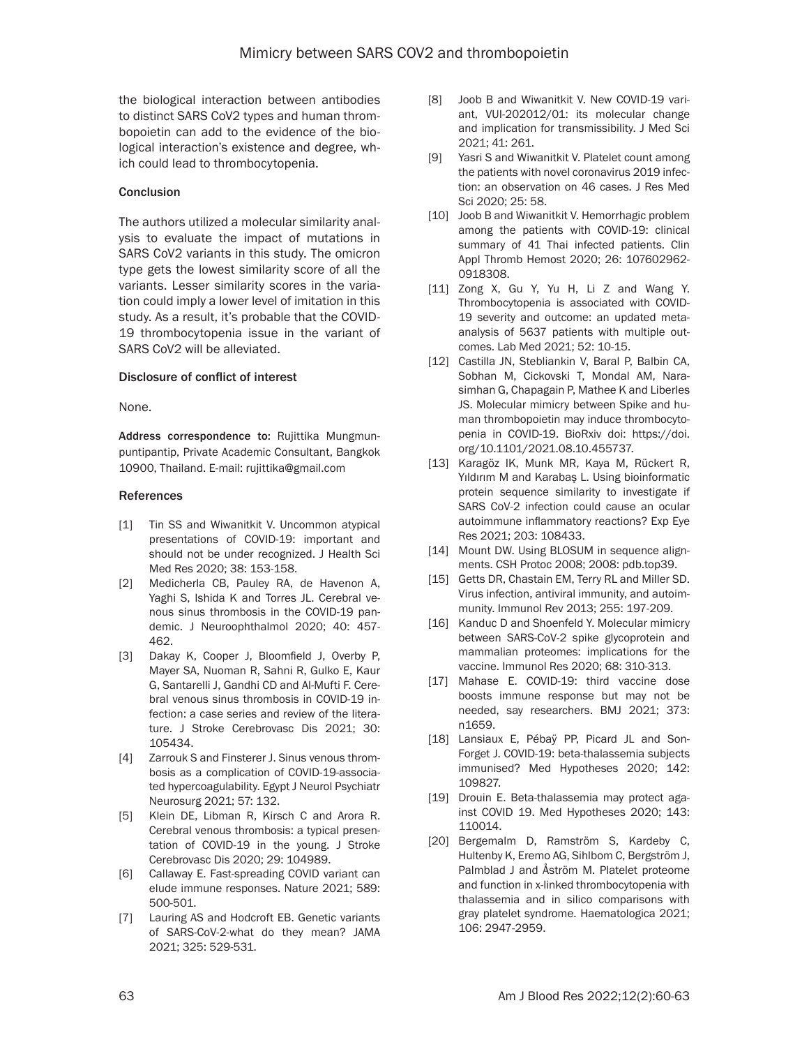the biological interaction between antibodies to distinct SARS CoV2 types and human thrombopoietin can add to the evidence of the biological interaction's existence and degree, which could lead to thrombocytopenia.

## Conclusion

The authors utilized a molecular similarity analysis to evaluate the impact of mutations in SARS CoV2 variants in this study. The omicron type gets the lowest similarity score of all the variants. Lesser similarity scores in the variation could imply a lower level of imitation in this study. As a result, it's probable that the COVID-19 thrombocytopenia issue in the variant of SARS CoV2 will be alleviated.

## Disclosure of conflict of interest

None.

**Address correspondence to:** Rujittika Mungmunpuntipantip, Private Academic Consultant, Bangkok 10900, Thailand. E-mail: rujittika@gmail.com

## References

[1] Tin SS and Wiwanitkit V. Uncommon atypical presentations of COVID-19: important and should not be under recognized. J Health Sci Med Res 2020; 38: 153-158.

[2] Medicherla CB, Pauley RA, de Havenon A, Yaghi S, Ishida K and Torres JL. Cerebral venous sinus thrombosis in the COVID-19 pandemic. J Neuroophthalmol 2020; 40: 457-462.

[3] Dakay K, Cooper J, Bloomfield J, Overby P, Mayer SA, Nuoman R, Sahni R, Gulko E, Kaur G, Santarelli J, Gandhi CD and Al-Mufti F. Cerebral venous sinus thrombosis in COVID-19 infection: a case series and review of the literature. J Stroke Cerebrovasc Dis 2021; 30: 105434.

[4] Zarrouk S and Finsterer J. Sinus venous thrombosis as a complication of COVID-19-associated hypercoagulability. Egypt J Neurol Psychiatr Neurosurg 2021; 57: 132.

[5] Klein DE, Libman R, Kirsch C and Arora R. Cerebral venous thrombosis: a typical presentation of COVID-19 in the young. J Stroke Cerebrovasc Dis 2020; 29: 104989.

[6] Callaway E. Fast-spreading COVID variant can elude immune responses. Nature 2021; 589: 500-501.

[7] Lauring AS and Hodcroft EB. Genetic variants of SARS-CoV-2-what do they mean? JAMA 2021; 325: 529-531.

[8] Joob B and Wiwanitkit V. New COVID-19 variant, VUI-202012/01: its molecular change and implication for transmissibility. J Med Sci 2021; 41: 261.

[9] Yasri S and Wiwanitkit V. Platelet count among the patients with novel coronavirus 2019 infection: an observation on 46 cases. J Res Med Sci 2020; 25: 58.

[10] Joob B and Wiwanitkit V. Hemorrhagic problem among the patients with COVID-19: clinical summary of 41 Thai infected patients. Clin Appl Thromb Hemost 2020; 26: 1076029620918308.

[11] Zong X, Gu Y, Yu H, Li Z and Wang Y. Thrombocytopenia is associated with COVID-19 severity and outcome: an updated meta-analysis of 5637 patients with multiple outcomes. Lab Med 2021; 52: 10-15.

[12] Castilla JN, Stebliankin V, Baral P, Balbin CA, Sobhan M, Cickovski T, Mondal AM, Narasimhan G, Chapagain P, Mathee K and Liberles JS. Molecular mimicry between Spike and human thrombopoietin may induce thrombocytopenia in COVID-19. BioRxiv doi: https://doi.org/10.1101/2021.08.10.455737.

[13] Karagöz IK, Munk MR, Kaya M, Rückert R, Yıldırım M and Karabaş L. Using bioinformatic protein sequence similarity to investigate if SARS CoV-2 infection could cause an ocular autoimmune inflammatory reactions? Exp Eye Res 2021; 203: 108433.

[14] Mount DW. Using BLOSUM in sequence alignments. CSH Protoc 2008; 2008: pdb.top39.

[15] Getts DR, Chastain EM, Terry RL and Miller SD. Virus infection, antiviral immunity, and autoimmunity. Immunol Rev 2013; 255: 197-209.

[16] Kanduc D and Shoenfeld Y. Molecular mimicry between SARS-CoV-2 spike glycoprotein and mammalian proteomes: implications for the vaccine. Immunol Res 2020; 68: 310-313.

[17] Mahase E. COVID-19: third vaccine dose boosts immune response but may not be needed, say researchers. BMJ 2021; 373: n1659.

[18] Lansiaux E, Pébaÿ PP, Picard JL and Son-Forget J. COVID-19: beta-thalassemia subjects immunised? Med Hypotheses 2020; 142: 109827.

[19] Drouin E. Beta-thalassemia may protect against COVID 19. Med Hypotheses 2020; 143: 110014.

[20] Bergemalm D, Ramström S, Kardeby C, Hultenby K, Eremo AG, Sihlbom C, Bergström J, Palmblad J and Åström M. Platelet proteome and function in x-linked thrombocytopenia with thalassemia and in silico comparisons with gray platelet syndrome. Haematologica 2021; 106: 2947-2959.